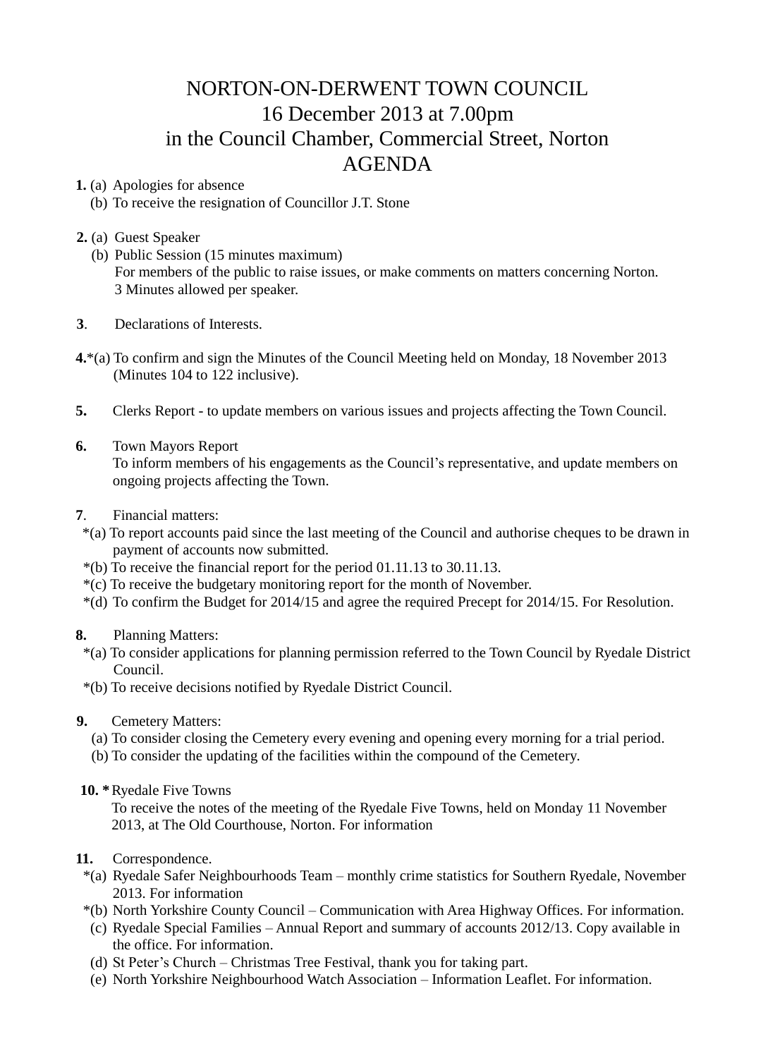# NORTON-ON-DERWENT TOWN COUNCIL
## 16 December 2013 at 7.00pm
## in the Council Chamber, Commercial Street, Norton
## AGENDA

**1.** (a) Apologies for absence
(b) To receive the resignation of Councillor J.T. Stone

**2.** (a) Guest Speaker
(b) Public Session (15 minutes maximum)
For members of the public to raise issues, or make comments on matters concerning Norton. 3 Minutes allowed per speaker.

**3**. Declarations of Interests.

**4.***(a) To confirm and sign the Minutes of the Council Meeting held on Monday, 18 November 2013 (Minutes 104 to 122 inclusive).

**5.** Clerks Report - to update members on various issues and projects affecting the Town Council.

**6.** Town Mayors Report
To inform members of his engagements as the Council's representative, and update members on ongoing projects affecting the Town.

**7**. Financial matters:
*(a) To report accounts paid since the last meeting of the Council and authorise cheques to be drawn in payment of accounts now submitted.
*(b) To receive the financial report for the period 01.11.13 to 30.11.13.
*(c) To receive the budgetary monitoring report for the month of November.
*(d) To confirm the Budget for 2014/15 and agree the required Precept for 2014/15. For Resolution.

**8.** Planning Matters:
*(a) To consider applications for planning permission referred to the Town Council by Ryedale District Council.
*(b) To receive decisions notified by Ryedale District Council.

**9.** Cemetery Matters:
(a) To consider closing the Cemetery every evening and opening every morning for a trial period.
(b) To consider the updating of the facilities within the compound of the Cemetery.

**10. *** Ryedale Five Towns
To receive the notes of the meeting of the Ryedale Five Towns, held on Monday 11 November 2013, at The Old Courthouse, Norton. For information

**11.** Correspondence.
*(a) Ryedale Safer Neighbourhoods Team – monthly crime statistics for Southern Ryedale, November 2013. For information
*(b) North Yorkshire County Council – Communication with Area Highway Offices. For information.
(c) Ryedale Special Families – Annual Report and summary of accounts 2012/13. Copy available in the office. For information.
(d) St Peter's Church – Christmas Tree Festival, thank you for taking part.
(e) North Yorkshire Neighbourhood Watch Association – Information Leaflet. For information.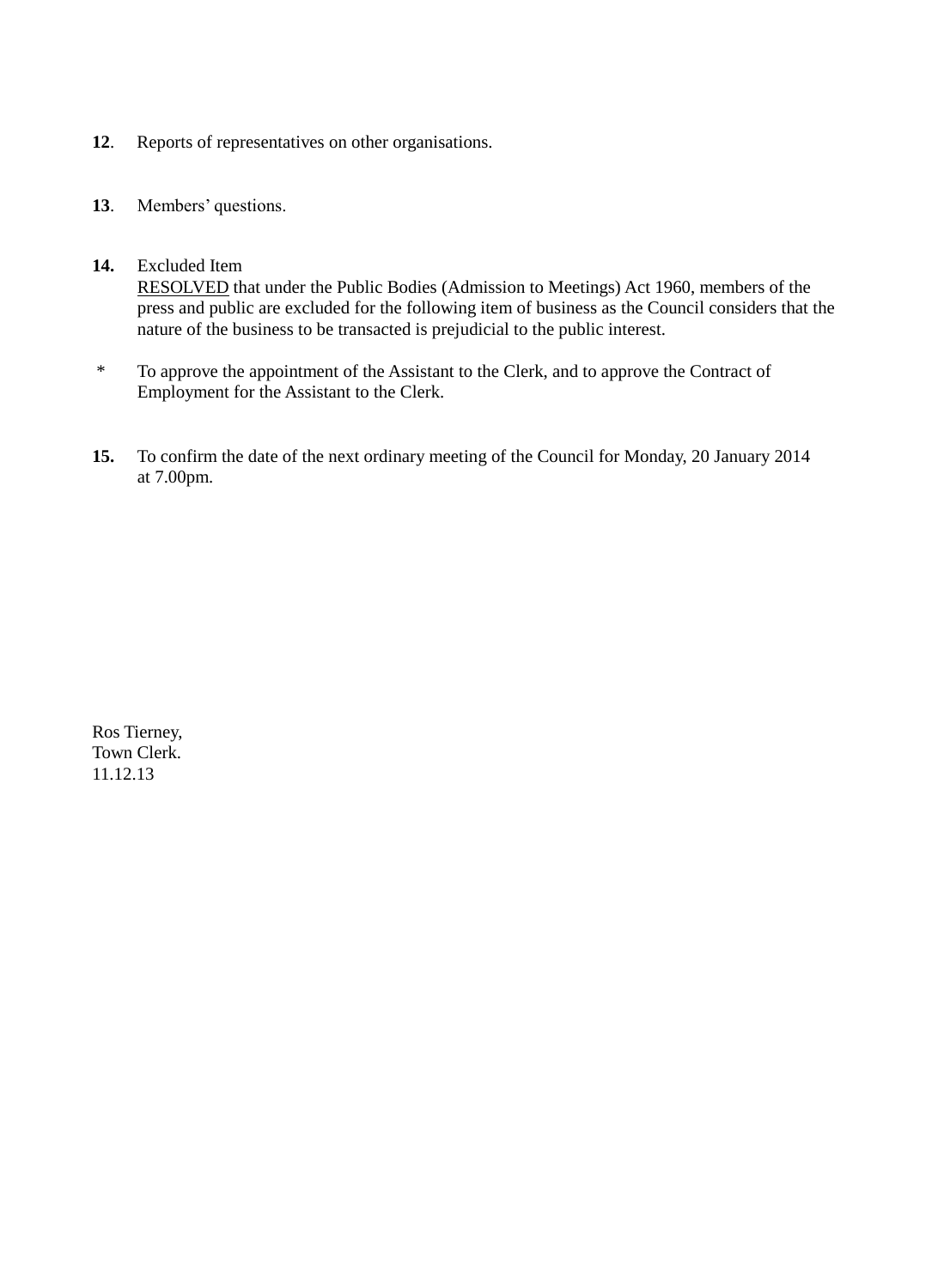**12**. Reports of representatives on other organisations.

**13**. Members' questions.

**14.** Excluded Item

<u>RESOLVED</u> that under the Public Bodies (Admission to Meetings) Act 1960, members of the press and public are excluded for the following item of business as the Council considers that the nature of the business to be transacted is prejudicial to the public interest.

\* To approve the appointment of the Assistant to the Clerk, and to approve the Contract of Employment for the Assistant to the Clerk.

**15.** To confirm the date of the next ordinary meeting of the Council for Monday, 20 January 2014 at 7.00pm.

Ros Tierney,
Town Clerk.
11.12.13